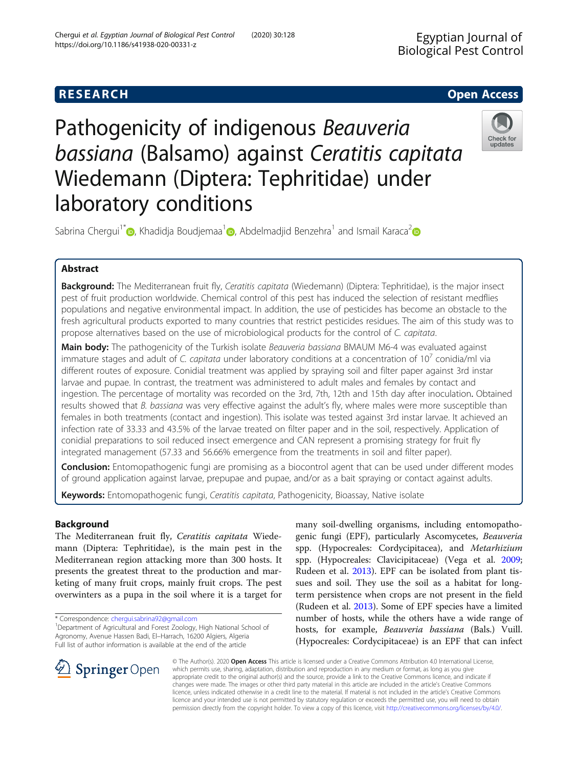RESEARCH

Open Access

# Pathogenicity of indigenous *Beauveria bassiana* (Balsamo) against *Ceratitis capitata* Wiedemann (Diptera: Tephritidae) under laboratory conditions

Sabrina Chergui[1*], Khadidja Boudjemaa[1], Abdelmadjid Benzehra[1] and Ismail Karaca[2]

## Abstract

**Background:** The Mediterranean fruit fly, *Ceratitis capitata* (Wiedemann) (Diptera: Tephritidae), is the major insect pest of fruit production worldwide. Chemical control of this pest has induced the selection of resistant medflies populations and negative environmental impact. In addition, the use of pesticides has become an obstacle to the fresh agricultural products exported to many countries that restrict pesticides residues. The aim of this study was to propose alternatives based on the use of microbiological products for the control of *C. capitata*.

**Main body:** The pathogenicity of the Turkish isolate *Beauveria bassiana* BMAUM M6-4 was evaluated against immature stages and adult of *C. capitata* under laboratory conditions at a concentration of $10^7$ conidia/ml via different routes of exposure. Conidial treatment was applied by spraying soil and filter paper against 3rd instar larvae and pupae. In contrast, the treatment was administered to adult males and females by contact and ingestion. The percentage of mortality was recorded on the 3rd, 7th, 12th and 15th day after inoculation. Obtained results showed that *B. bassiana* was very effective against the adult's fly, where males were more susceptible than females in both treatments (contact and ingestion). This isolate was tested against 3rd instar larvae. It achieved an infection rate of 33.33 and 43.5% of the larvae treated on filter paper and in the soil, respectively. Application of conidial preparations to soil reduced insect emergence and CAN represent a promising strategy for fruit fly integrated management (57.33 and 56.66% emergence from the treatments in soil and filter paper).

**Conclusion:** Entomopathogenic fungi are promising as a biocontrol agent that can be used under different modes of ground application against larvae, prepupae and pupae, and/or as a bait spraying or contact against adults.

**Keywords:** Entomopathogenic fungi, *Ceratitis capitata*, Pathogenicity, Bioassay, Native isolate

## Background

The Mediterranean fruit fly, *Ceratitis capitata* Wiedemann (Diptera: Tephritidae), is the main pest in the Mediterranean region attacking more than 300 hosts. It presents the greatest threat to the production and marketing of many fruit crops, mainly fruit crops. The pest overwinters as a pupa in the soil where it is a target for many soil-dwelling organisms, including entomopathogenic fungi (EPF), particularly Ascomycetes, *Beauveria* spp. (Hypocreales: Cordycipitacea), and *Metarhizium* spp. (Hypocreales: Clavicipitaceae) (Vega et al. 2009; Rudeen et al. 2013). EPF can be isolated from plant tissues and soil. They use the soil as a habitat for long-term persistence when crops are not present in the field (Rudeen et al. 2013). Some of EPF species have a limited number of hosts, while the others have a wide range of hosts, for example, *Beauveria bassiana* (Bals.) Vuill. (Hypocreales: Cordycipitaceae) is an EPF that can infect

\* Correspondence: chergui.sabrina92@gmail.com

[1]Department of Agricultural and Forest Zoology, High National School of Agronomy, Avenue Hassen Badi, El–Harrach, 16200 Algiers, Algeria

Full list of author information is available at the end of the article

© The Author(s). 2020 **Open Access** This article is licensed under a Creative Commons Attribution 4.0 International License, which permits use, sharing, adaptation, distribution and reproduction in any medium or format, as long as you give appropriate credit to the original author(s) and the source, provide a link to the Creative Commons licence, and indicate if changes were made. The images or other third party material in this article are included in the article's Creative Commons licence, unless indicated otherwise in a credit line to the material. If material is not included in the article's Creative Commons licence and your intended use is not permitted by statutory regulation or exceeds the permitted use, you will need to obtain permission directly from the copyright holder. To view a copy of this licence, visit http://creativecommons.org/licenses/by/4.0/.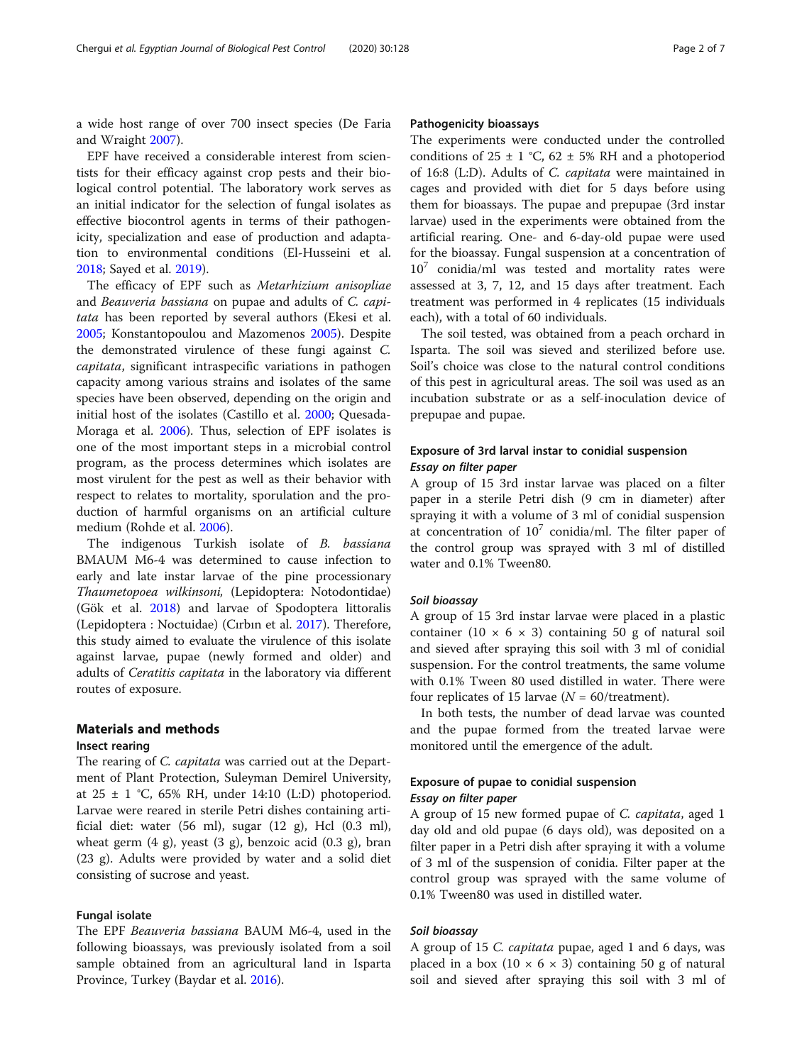a wide host range of over 700 insect species (De Faria and Wraight 2007).

EPF have received a considerable interest from scientists for their efficacy against crop pests and their biological control potential. The laboratory work serves as an initial indicator for the selection of fungal isolates as effective biocontrol agents in terms of their pathogenicity, specialization and ease of production and adaptation to environmental conditions (El-Husseini et al. 2018; Sayed et al. 2019).

The efficacy of EPF such as *Metarhizium anisopliae* and *Beauveria bassiana* on pupae and adults of *C. capitata* has been reported by several authors (Ekesi et al. 2005; Konstantopoulou and Mazomenos 2005). Despite the demonstrated virulence of these fungi against *C. capitata*, significant intraspecific variations in pathogen capacity among various strains and isolates of the same species have been observed, depending on the origin and initial host of the isolates (Castillo et al. 2000; Quesada-Moraga et al. 2006). Thus, selection of EPF isolates is one of the most important steps in a microbial control program, as the process determines which isolates are most virulent for the pest as well as their behavior with respect to relates to mortality, sporulation and the production of harmful organisms on an artificial culture medium (Rohde et al. 2006).

The indigenous Turkish isolate of *B. bassiana* BMAUM M6-4 was determined to cause infection to early and late instar larvae of the pine processionary *Thaumetopoea wilkinsoni,* (Lepidoptera: Notodontidae) (Gök et al. 2018) and larvae of Spodoptera littoralis (Lepidoptera : Noctuidae) (Cırbın et al. 2017). Therefore, this study aimed to evaluate the virulence of this isolate against larvae, pupae (newly formed and older) and adults of *Ceratitis capitata* in the laboratory via different routes of exposure.

## Materials and methods

### Insect rearing

The rearing of *C. capitata* was carried out at the Department of Plant Protection, Suleyman Demirel University, at 25 ± 1 °C, 65% RH, under 14:10 (L:D) photoperiod. Larvae were reared in sterile Petri dishes containing artificial diet: water (56 ml), sugar (12 g), Hcl (0.3 ml), wheat germ (4 g), yeast (3 g), benzoic acid (0.3 g), bran (23 g). Adults were provided by water and a solid diet consisting of sucrose and yeast.

### Fungal isolate

The EPF *Beauveria bassiana* BAUM M6-4, used in the following bioassays, was previously isolated from a soil sample obtained from an agricultural land in Isparta Province, Turkey (Baydar et al. 2016).

### Pathogenicity bioassays

The experiments were conducted under the controlled conditions of 25 ± 1 °C, 62 ± 5% RH and a photoperiod of 16:8 (L:D). Adults of *C. capitata* were maintained in cages and provided with diet for 5 days before using them for bioassays. The pupae and prepupae (3rd instar larvae) used in the experiments were obtained from the artificial rearing. One- and 6-day-old pupae were used for the bioassay. Fungal suspension at a concentration of $10^7$ conidia/ml was tested and mortality rates were assessed at 3, 7, 12, and 15 days after treatment. Each treatment was performed in 4 replicates (15 individuals each), with a total of 60 individuals.

The soil tested, was obtained from a peach orchard in Isparta. The soil was sieved and sterilized before use. Soil's choice was close to the natural control conditions of this pest in agricultural areas. The soil was used as an incubation substrate or as a self-inoculation device of prepupae and pupae.

### Exposure of 3rd larval instar to conidial suspension

#### *Essay on filter paper*

A group of 15 3rd instar larvae was placed on a filter paper in a sterile Petri dish (9 cm in diameter) after spraying it with a volume of 3 ml of conidial suspension at concentration of $10^7$ conidia/ml. The filter paper of the control group was sprayed with 3 ml of distilled water and 0.1% Tween80.

#### *Soil bioassay*

A group of 15 3rd instar larvae were placed in a plastic container (10 × 6 × 3) containing 50 g of natural soil and sieved after spraying this soil with 3 ml of conidial suspension. For the control treatments, the same volume with 0.1% Tween 80 used distilled in water. There were four replicates of 15 larvae ($N = 60$/treatment).

In both tests, the number of dead larvae was counted and the pupae formed from the treated larvae were monitored until the emergence of the adult.

### Exposure of pupae to conidial suspension

#### *Essay on filter paper*

A group of 15 new formed pupae of *C. capitata*, aged 1 day old and old pupae (6 days old), was deposited on a filter paper in a Petri dish after spraying it with a volume of 3 ml of the suspension of conidia. Filter paper at the control group was sprayed with the same volume of 0.1% Tween80 was used in distilled water.

#### *Soil bioassay*

A group of 15 *C. capitata* pupae, aged 1 and 6 days, was placed in a box (10 × 6 × 3) containing 50 g of natural soil and sieved after spraying this soil with 3 ml of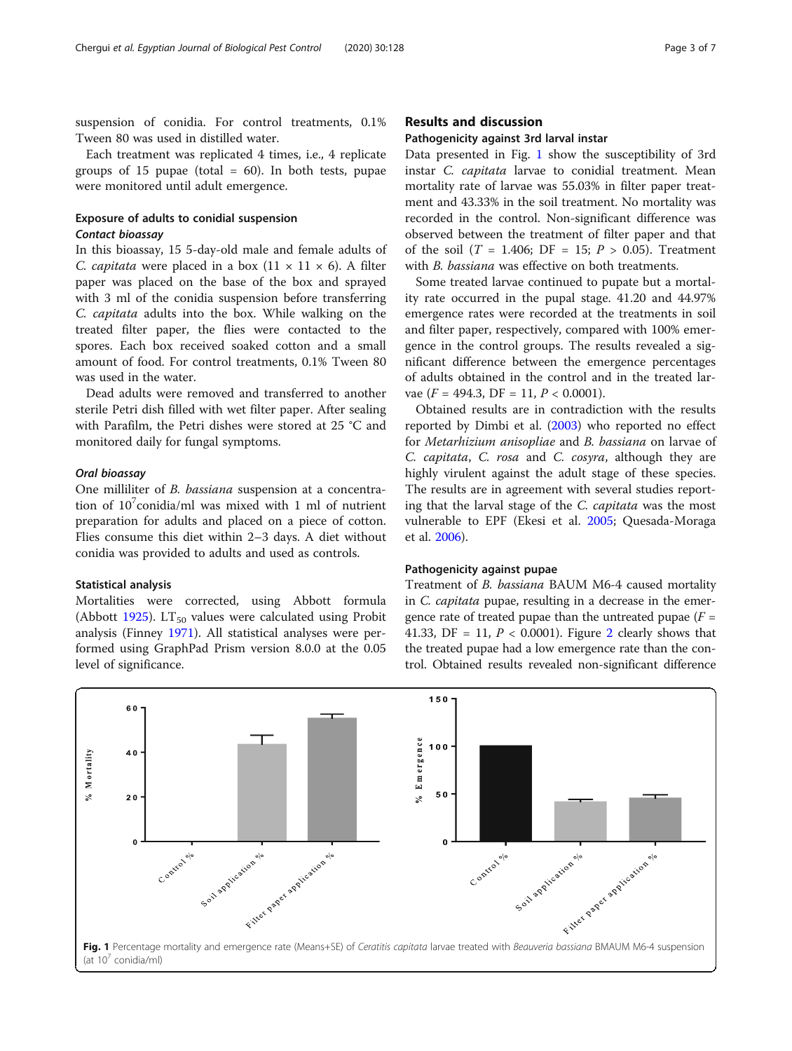suspension of conidia. For control treatments, 0.1% Tween 80 was used in distilled water.

Each treatment was replicated 4 times, i.e., 4 replicate groups of 15 pupae (total = 60). In both tests, pupae were monitored until adult emergence.

### Exposure of adults to conidial suspension

#### *Contact bioassay*

In this bioassay, 15 5-day-old male and female adults of *C. capitata* were placed in a box (11 × 11 × 6). A filter paper was placed on the base of the box and sprayed with 3 ml of the conidia suspension before transferring *C. capitata* adults into the box. While walking on the treated filter paper, the flies were contacted to the spores. Each box received soaked cotton and a small amount of food. For control treatments, 0.1% Tween 80 was used in the water.

Dead adults were removed and transferred to another sterile Petri dish filled with wet filter paper. After sealing with Parafilm, the Petri dishes were stored at 25 °C and monitored daily for fungal symptoms.

#### *Oral bioassay*

One milliliter of *B. bassiana* suspension at a concentration of $10^7$conidia/ml was mixed with 1 ml of nutrient preparation for adults and placed on a piece of cotton. Flies consume this diet within 2–3 days. A diet without conidia was provided to adults and used as controls.

### Statistical analysis

Mortalities were corrected, using Abbott formula (Abbott 1925). $LT_{50}$ values were calculated using Probit analysis (Finney 1971). All statistical analyses were performed using GraphPad Prism version 8.0.0 at the 0.05 level of significance.

## Results and discussion

### Pathogenicity against 3rd larval instar

Data presented in Fig. 1 show the susceptibility of 3rd instar *C. capitata* larvae to conidial treatment. Mean mortality rate of larvae was 55.03% in filter paper treatment and 43.33% in the soil treatment. No mortality was recorded in the control. Non-significant difference was observed between the treatment of filter paper and that of the soil ($T$ = 1.406; DF = 15; $P$ > 0.05). Treatment with *B. bassiana* was effective on both treatments.

Some treated larvae continued to pupate but a mortality rate occurred in the pupal stage. 41.20 and 44.97% emergence rates were recorded at the treatments in soil and filter paper, respectively, compared with 100% emergence in the control groups. The results revealed a significant difference between the emergence percentages of adults obtained in the control and in the treated larvae ($F$ = 494.3, DF = 11, $P$ < 0.0001).

Obtained results are in contradiction with the results reported by Dimbi et al. (2003) who reported no effect for *Metarhizium anisopliae* and *B. bassiana* on larvae of *C. capitata*, *C. rosa* and *C. cosyra*, although they are highly virulent against the adult stage of these species. The results are in agreement with several studies reporting that the larval stage of the *C. capitata* was the most vulnerable to EPF (Ekesi et al. 2005; Quesada-Moraga et al. 2006).

### Pathogenicity against pupae

Treatment of *B. bassiana* BAUM M6-4 caused mortality in *C. capitata* pupae, resulting in a decrease in the emergence rate of treated pupae than the untreated pupae ($F$ = 41.33, DF = 11, $P$ < 0.0001). Figure 2 clearly shows that the treated pupae had a low emergence rate than the control. Obtained results revealed non-significant difference

**Fig. 1** Percentage mortality and emergence rate (Means+SE) of *Ceratitis capitata* larvae treated with *Beauveria bassiana* BMAUM M6-4 suspension (at $10^7$ conidia/ml)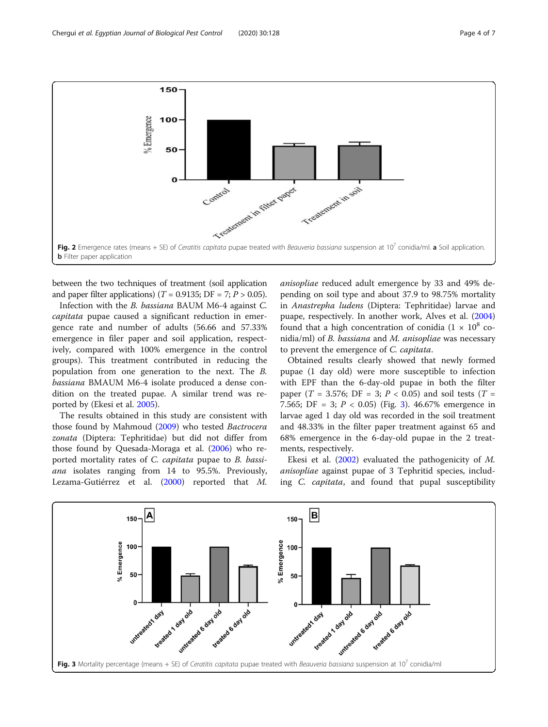Fig. 2 Emergence rates (means + SE) of *Ceratitis capitata* pupae treated with *Beauveria bassiana* suspension at $10^7$ conidia/ml. **a** Soil application. **b** Filter paper application

between the two techniques of treatment (soil application and paper filter applications) ($T = 0.9135$; DF = 7; $P > 0.05$).

Infection with the *B. bassiana* BAUM M6-4 isolate against *C. capitata* pupae caused a significant reduction in emergence rate and number of adults (56.66 and 57.33% emergence in filer paper and soil application, respectively, compared with 100% emergence in the control groups). This treatment contributed in reducing the population from one generation to the next. The *B. bassiana* BMAUM M6-4 isolate produced a dense condition on the treated pupae. A similar trend was reported by (Ekesi et al. 2005).

The results obtained in this study are consistent with those found by Mahmoud (2009) who tested *Bactrocera zonata* (Diptera: Tephritidae) but did not differ from those found by Quesada-Moraga et al. (2006) who reported mortality rates of *C. capitata* pupae to *B. bassiana* isolates ranging from 14 to 95.5%. Previously, Lezama-Gutiérrez et al. (2000) reported that *M. anisopliae* reduced adult emergence by 33 and 49% depending on soil type and about 37.9 to 98.75% mortality in *Anastrepha ludens* (Diptera: Tephritidae) larvae and puape, respectively. In another work, Alves et al. (2004) found that a high concentration of conidia ($1 \times 10^8$ conidia/ml) of *B. bassiana* and *M. anisopliae* was necessary to prevent the emergence of *C. capitata*.

Obtained results clearly showed that newly formed pupae (1 day old) were more susceptible to infection with EPF than the 6-day-old pupae in both the filter paper ($T = 3.576$; DF = 3; $P < 0.05$) and soil tests ($T = 7.565$; DF = 3; $P < 0.05$) (Fig. 3). 46.67% emergence in larvae aged 1 day old was recorded in the soil treatment and 48.33% in the filter paper treatment against 65 and 68% emergence in the 6-day-old pupae in the 2 treatments, respectively.

Ekesi et al. (2002) evaluated the pathogenicity of *M. anisopliae* against pupae of 3 Tephritid species, including *C. capitata*, and found that pupal susceptibility

Fig. 3 Mortality percentage (means + SE) of *Ceratitis capitata* pupae treated with *Beauveria bassiana* suspension at $10^7$ conidia/ml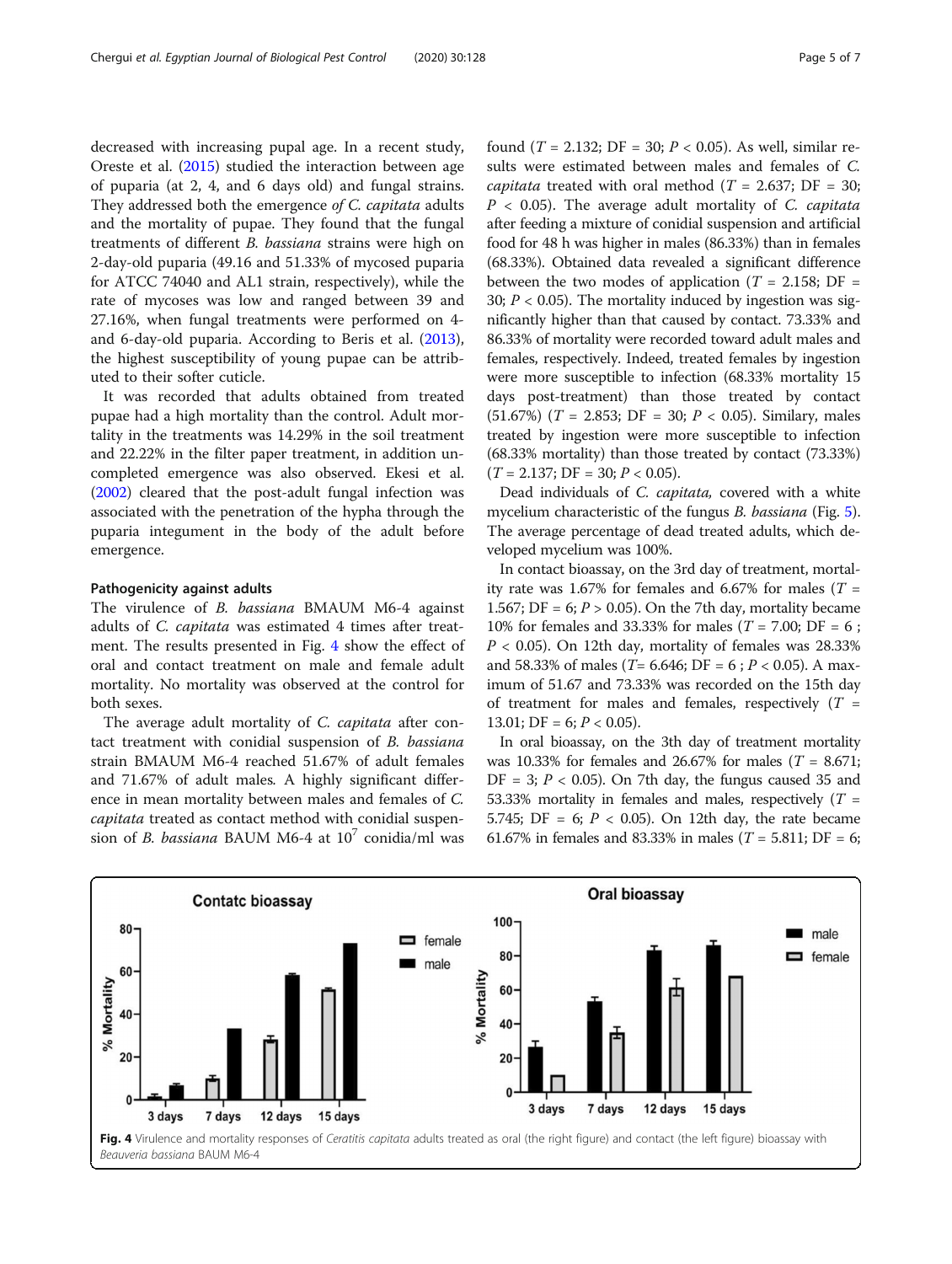decreased with increasing pupal age. In a recent study, Oreste et al. (2015) studied the interaction between age of puparia (at 2, 4, and 6 days old) and fungal strains. They addressed both the emergence *of C. capitata* adults and the mortality of pupae. They found that the fungal treatments of different *B. bassiana* strains were high on 2-day-old puparia (49.16 and 51.33% of mycosed puparia for ATCC 74040 and AL1 strain, respectively), while the rate of mycoses was low and ranged between 39 and 27.16%, when fungal treatments were performed on 4- and 6-day-old puparia. According to Beris et al. (2013), the highest susceptibility of young pupae can be attributed to their softer cuticle.

It was recorded that adults obtained from treated pupae had a high mortality than the control. Adult mortality in the treatments was 14.29% in the soil treatment and 22.22% in the filter paper treatment, in addition uncompleted emergence was also observed. Ekesi et al. (2002) cleared that the post-adult fungal infection was associated with the penetration of the hypha through the puparia integument in the body of the adult before emergence.

#### Pathogenicity against adults

The virulence of *B. bassiana* BMAUM M6-4 against adults of *C. capitata* was estimated 4 times after treatment. The results presented in Fig. 4 show the effect of oral and contact treatment on male and female adult mortality. No mortality was observed at the control for both sexes.

The average adult mortality of *C. capitata* after contact treatment with conidial suspension of *B. bassiana* strain BMAUM M6-4 reached 51.67% of adult females and 71.67% of adult males. A highly significant difference in mean mortality between males and females of *C. capitata* treated as contact method with conidial suspension of *B. bassiana* BAUM M6-4 at $10^7$ conidia/ml was found ($T = 2.132$; DF = 30; $P < 0.05$). As well, similar results were estimated between males and females of *C. capitata* treated with oral method ($T = 2.637$; DF = 30; $P < 0.05$). The average adult mortality of *C. capitata* after feeding a mixture of conidial suspension and artificial food for 48 h was higher in males (86.33%) than in females (68.33%). Obtained data revealed a significant difference between the two modes of application ($T = 2.158$; DF = 30; $P < 0.05$). The mortality induced by ingestion was significantly higher than that caused by contact. 73.33% and 86.33% of mortality were recorded toward adult males and females, respectively. Indeed, treated females by ingestion were more susceptible to infection (68.33% mortality 15 days post-treatment) than those treated by contact (51.67%) ($T = 2.853$; DF = 30; $P < 0.05$). Similary, males treated by ingestion were more susceptible to infection (68.33% mortality) than those treated by contact (73.33%) ($T = 2.137$; DF = 30; $P < 0.05$).

Dead individuals of *C. capitata,* covered with a white mycelium characteristic of the fungus *B. bassiana* (Fig. 5). The average percentage of dead treated adults, which developed mycelium was 100%.

In contact bioassay, on the 3rd day of treatment, mortality rate was 1.67% for females and 6.67% for males ($T = 1.567$; DF = 6; $P > 0.05$). On the 7th day, mortality became 10% for females and 33.33% for males ($T = 7.00$; DF = 6 ; $P < 0.05$). On 12th day, mortality of females was 28.33% and 58.33% of males ($T = 6.646$; DF = 6 ; $P < 0.05$). A maximum of 51.67 and 73.33% was recorded on the 15th day of treatment for males and females, respectively ($T = 13.01$; DF = 6; $P < 0.05$).

In oral bioassay, on the 3th day of treatment mortality was 10.33% for females and 26.67% for males ($T = 8.671$; DF = 3; $P < 0.05$). On 7th day, the fungus caused 35 and 53.33% mortality in females and males, respectively ($T = 5.745$; DF = 6; $P < 0.05$). On 12th day, the rate became 61.67% in females and 83.33% in males ($T = 5.811$; DF = 6;

**Fig. 4** Virulence and mortality responses of *Ceratitis capitata* adults treated as oral (the right figure) and contact (the left figure) bioassay with *Beauveria bassiana* BAUM M6-4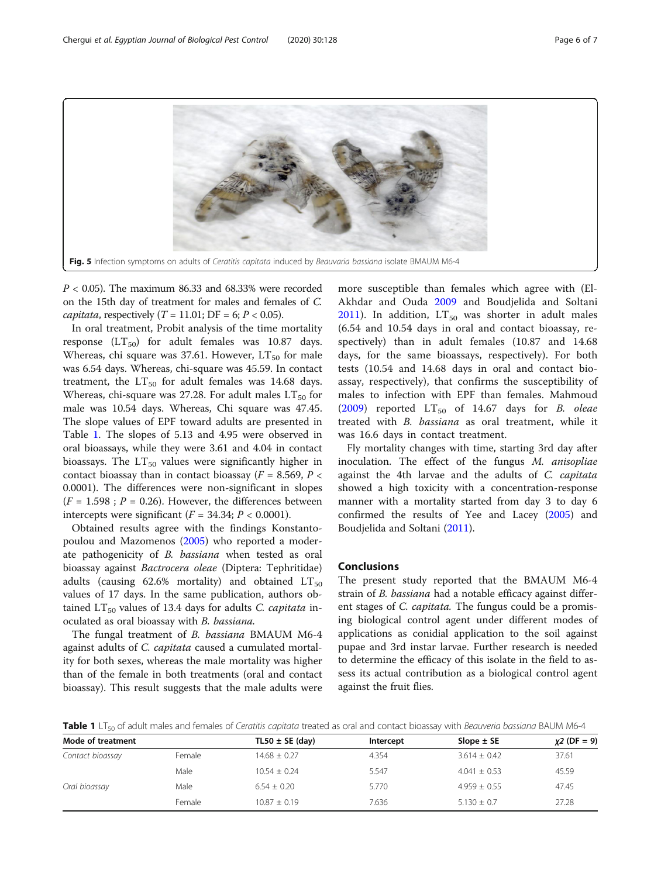Fig. 5 Infection symptoms on adults of *Ceratitis capitata* induced by *Beauvaria bassiana* isolate BMAUM M6-4

$P < 0.05$). The maximum 86.33 and 68.33% were recorded on the 15th day of treatment for males and females of *C. capitata*, respectively ($T = 11.01$; DF = 6; $P < 0.05$).

In oral treatment, Probit analysis of the time mortality response ($LT_{50}$) for adult females was 10.87 days. Whereas, chi square was 37.61. However, $LT_{50}$ for male was 6.54 days. Whereas, chi-square was 45.59. In contact treatment, the $LT_{50}$ for adult females was 14.68 days. Whereas, chi-square was 27.28. For adult males $LT_{50}$ for male was 10.54 days. Whereas, Chi square was 47.45. The slope values of EPF toward adults are presented in Table 1. The slopes of 5.13 and 4.95 were observed in oral bioassays, while they were 3.61 and 4.04 in contact bioassays. The $LT_{50}$ values were significantly higher in contact bioassay than in contact bioassay ($F = 8.569$, $P < 0.0001$). The differences were non-significant in slopes ($F = 1.598$ ; $P = 0.26$). However, the differences between intercepts were significant ($F = 34.34$; $P < 0.0001$).

Obtained results agree with the findings Konstantopoulou and Mazomenos (2005) who reported a moderate pathogenicity of *B. bassiana* when tested as oral bioassay against *Bactrocera oleae* (Diptera: Tephritidae) adults (causing 62.6% mortality) and obtained $LT_{50}$ values of 17 days. In the same publication, authors obtained $LT_{50}$ values of 13.4 days for adults *C. capitata* inoculated as oral bioassay with *B. bassiana.*

The fungal treatment of *B. bassiana* BMAUM M6-4 against adults of *C. capitata* caused a cumulated mortality for both sexes, whereas the male mortality was higher than of the female in both treatments (oral and contact bioassay). This result suggests that the male adults were more susceptible than females which agree with (El-Akhdar and Ouda 2009 and Boudjelida and Soltani 2011). In addition, $LT_{50}$ was shorter in adult males (6.54 and 10.54 days in oral and contact bioassay, respectively) than in adult females (10.87 and 14.68 days, for the same bioassays, respectively). For both tests (10.54 and 14.68 days in oral and contact bioassay, respectively), that confirms the susceptibility of males to infection with EPF than females. Mahmoud (2009) reported $LT_{50}$ of 14.67 days for *B. oleae* treated with *B. bassiana* as oral treatment, while it was 16.6 days in contact treatment.

Fly mortality changes with time, starting 3rd day after inoculation. The effect of the fungus *M. anisopliae* against the 4th larvae and the adults of *C. capitata* showed a high toxicity with a concentration-response manner with a mortality started from day 3 to day 6 confirmed the results of Yee and Lacey (2005) and Boudjelida and Soltani (2011).

## Conclusions

The present study reported that the BMAUM M6-4 strain of *B. bassiana* had a notable efficacy against different stages of *C. capitata.* The fungus could be a promising biological control agent under different modes of applications as conidial application to the soil against pupae and 3rd instar larvae. Further research is needed to determine the efficacy of this isolate in the field to assess its actual contribution as a biological control agent against the fruit flies.

**Table 1** $LT_{50}$ of adult males and females of *Ceratitis capitata* treated as oral and contact bioassay with *Beauveria bassiana* BAUM M6-4

| Mode of treatment | | TL50 ± SE (day) | Intercept | Slope ± SE | $\chi 2$ (DF = 9) |
|---|---|---|---|---|---|
| *Contact bioassay* | Female | 14.68 ± 0.27 | 4.354 | 3.614 ± 0.42 | 37.61 |
| | Male | 10.54 ± 0.24 | 5.547 | 4.041 ± 0.53 | 45.59 |
| *Oral bioassay* | Male | 6.54 ± 0.20 | 5.770 | 4.959 ± 0.55 | 47.45 |
| | Female | 10.87 ± 0.19 | 7.636 | 5.130 ± 0.7 | 27.28 |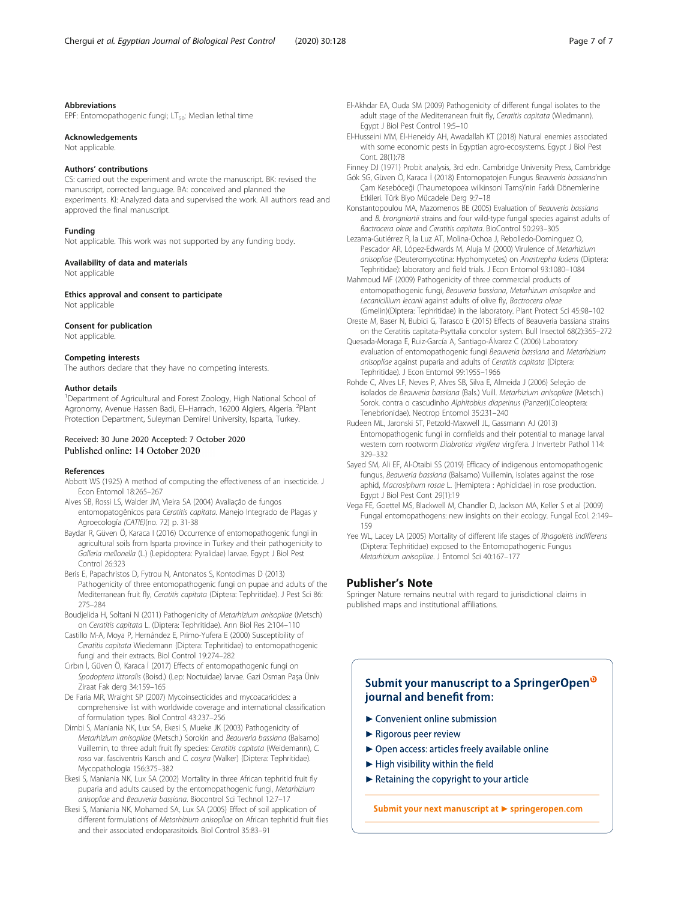### Abbreviations

EPF: Entomopathogenic fungi; $LT_{50}$: Median lethal time

### Acknowledgements

Not applicable.

### Authors' contributions

CS: carried out the experiment and wrote the manuscript. BK: revised the manuscript, corrected language. BA: conceived and planned the experiments. KI: Analyzed data and supervised the work. All authors read and approved the final manuscript.

### Funding

Not applicable. This work was not supported by any funding body.

### Availability of data and materials

Not applicable

### Ethics approval and consent to participate

Not applicable

### Consent for publication

Not applicable.

### Competing interests

The authors declare that they have no competing interests.

### Author details

[1]Department of Agricultural and Forest Zoology, High National School of Agronomy, Avenue Hassen Badi, El–Harrach, 16200 Algiers, Algeria. [2]Plant Protection Department, Suleyman Demirel University, Isparta, Turkey.

Received: 30 June 2020 Accepted: 7 October 2020
Published online: 14 October 2020

### References

Abbott WS (1925) A method of computing the effectiveness of an insecticide. J Econ Entomol 18:265–267

Alves SB, Rossi LS, Walder JM, Vieira SA (2004) Avaliação de fungos entomopatogênicos para *Ceratitis capitata*. Manejo Integrado de Plagas y Agroecología *(CATIE)*(no. 72) p. 31-38

Baydar R, Güven Ö, Karaca I (2016) Occurrence of entomopathogenic fungi in agricultural soils from Isparta province in Turkey and their pathogenicity to *Galleria mellonella* (L.) (Lepidoptera: Pyralidae) larvae. Egypt J Biol Pest Control 26:323

Beris E, Papachristos D, Fytrou N, Antonatos S, Kontodimas D (2013) Pathogenicity of three entomopathogenic fungi on pupae and adults of the Mediterranean fruit fly, *Ceratitis capitata* (Diptera: Tephritidae). J Pest Sci 86: 275–284

Boudjelida H, Soltani N (2011) Pathogenicity of *Metarhizium anisopliae* (Metsch) on *Ceratitis capitata* L. (Diptera: Tephritidae). Ann Biol Res 2:104–110

Castillo M-A, Moya P, Hernández E, Primo-Yufera E (2000) Susceptibility of *Ceratitis capitata* Wiedemann (Diptera: Tephritidae) to entomopathogenic fungi and their extracts. Biol Control 19:274–282

Cırbın İ, Güven Ö, Karaca İ (2017) Effects of entomopathogenic fungi on *Spodoptera littoralis* (Boisd.) (Lep: Noctuidae) larvae. Gazi Osman Paşa Üniv Ziraat Fak derg 34:159–165

De Faria MR, Wraight SP (2007) Mycoinsecticides and mycoacaricides: a comprehensive list with worldwide coverage and international classification of formulation types. Biol Control 43:237–256

Dimbi S, Maniania NK, Lux SA, Ekesi S, Mueke JK (2003) Pathogenicity of *Metarhizium anisopliae* (Metsch.) Sorokin and *Beauveria bassiana* (Balsamo) Vuillemin, to three adult fruit fly species: *Ceratitis capitata* (Weidemann), *C. rosa* var. fasciventris Karsch and *C. cosyra* (Walker) (Diptera: Tephritidae). Mycopathologia 156:375–382

Ekesi S, Maniania NK, Lux SA (2002) Mortality in three African tephritid fruit fly puparia and adults caused by the entomopathogenic fungi, *Metarhizium anisopliae* and *Beauveria bassiana*. Biocontrol Sci Technol 12:7–17

Ekesi S, Maniania NK, Mohamed SA, Lux SA (2005) Effect of soil application of different formulations of *Metarhizium anisopliae* on African tephritid fruit flies and their associated endoparasitoids. Biol Control 35:83–91

El-Akhdar EA, Ouda SM (2009) Pathogenicity of different fungal isolates to the adult stage of the Mediterranean fruit fly, *Ceratitis capitata* (Wiedmann). Egypt J Biol Pest Control 19:5–10

El-Husseini MM, El-Heneidy AH, Awadallah KT (2018) Natural enemies associated with some economic pests in Egyptian agro-ecosystems. Egypt J Biol Pest Cont. 28(1):78

Finney DJ (1971) Probit analysis, 3rd edn. Cambridge University Press, Cambridge

Gök SG, Güven Ö, Karaca İ (2018) Entomopatojen Fungus *Beauveria bassiana*'nın Çam Keseböceği (Thaumetopoea wilkinsoni Tams)'nin Farklı Dönemlerine Etkileri. Türk Biyo Mücadele Derg 9:7–18

Konstantopoulou MA, Mazomenos BE (2005) Evaluation of *Beauveria bassiana* and *B. brongniartii* strains and four wild-type fungal species against adults of *Bactrocera oleae* and *Ceratitis capitata*. BioControl 50:293–305

Lezama-Gutiérrez R, la Luz AT, Molina-Ochoa J, Rebolledo-Dominguez O, Pescador AR, López-Edwards M, Aluja M (2000) Virulence of *Metarhizium anisopliae* (Deuteromycotina: Hyphomycetes) on *Anastrepha ludens* (Diptera: Tephritidae): laboratory and field trials. J Econ Entomol 93:1080–1084

Mahmoud MF (2009) Pathogenicity of three commercial products of entomopathogenic fungi, *Beauveria bassiana*, *Metarhizum anisopilae* and *Lecanicillium lecanii* against adults of olive fly, *Bactrocera oleae* (Gmelin)(Diptera: Tephritidae) in the laboratory. Plant Protect Sci 45:98–102

Oreste M, Baser N, Bubici G, Tarasco E (2015) Effects of Beauveria bassiana strains on the Ceratitis capitata-Psyttalia concolor system. Bull Insectol 68(2):365–272

Quesada-Moraga E, Ruiz-García A, Santiago-Álvarez C (2006) Laboratory evaluation of entomopathogenic fungi *Beauveria bassiana* and *Metarhizium anisopliae* against puparia and adults of *Ceratitis capitata* (Diptera: Tephritidae). J Econ Entomol 99:1955–1966

Rohde C, Alves LF, Neves P, Alves SB, Silva E, Almeida J (2006) Seleção de isolados de *Beauveria bassiana* (Bals.) Vuill. *Metarhizium anisopliae* (Metsch.) Sorok. contra o cascudinho *Alphitobius diaperinus* (Panzer)(Coleoptera: Tenebrionidae). Neotrop Entomol 35:231–240

Rudeen ML, Jaronski ST, Petzold-Maxwell JL, Gassmann AJ (2013) Entomopathogenic fungi in cornfields and their potential to manage larval western corn rootworm *Diabrotica virgifera* virgifera. J Invertebr Pathol 114: 329–332

Sayed SM, Ali EF, Al-Otaibi SS (2019) Efficacy of indigenous entomopathogenic fungus, *Beauveria bassiana* (Balsamo) Vuillemin, isolates against the rose aphid, *Macrosiphum rosae* L. (Hemiptera : Aphididae) in rose production. Egypt J Biol Pest Cont 29(1):19

Vega FE, Goettel MS, Blackwell M, Chandler D, Jackson MA, Keller S et al (2009) Fungal entomopathogens: new insights on their ecology. Fungal Ecol. 2:149–159

Yee WL, Lacey LA (2005) Mortality of different life stages of *Rhagoletis indifferens* (Diptera: Tephritidae) exposed to the Entomopathogenic Fungus *Metarhizium anisopliae*. J Entomol Sci 40:167–177

## Publisher's Note

Springer Nature remains neutral with regard to jurisdictional claims in published maps and institutional affiliations.

**Submit your manuscript to a SpringerOpen journal and benefit from:**

- ► Convenient online submission
- ► Rigorous peer review
- ► Open access: articles freely available online
- ► High visibility within the field
- ► Retaining the copyright to your article

Submit your next manuscript at ► springeropen.com